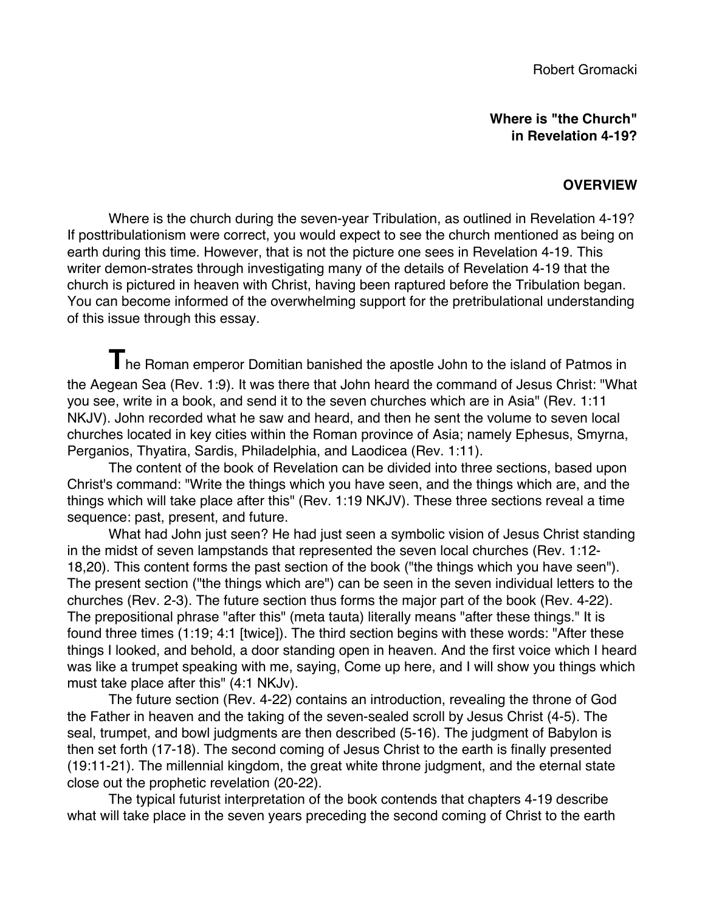Robert Gromacki

**Where is "the Church" in Revelation 4-19?**

## OVERVIEW

Where is the church during the seven-year Tribulation, as outlined in Revelation 4-19? If posttribulationism were correct, you would expect to see the church mentioned as being on earth during this time. However, that is not the picture one sees in Revelation 4-19. This writer demon-strates through investigating many of the details of Revelation 4-19 that the church is pictured in heaven with Christ, having been raptured before the Tribulation began. You can become informed of the overwhelming support for the pretribulational understanding of this issue through this essay.

The Roman emperor Domitian banished the apostle John to the island of Patmos in the Aegean Sea (Rev. 1:9). It was there that John heard the command of Jesus Christ: "What you see, write in a book, and send it to the seven churches which are in Asia" (Rev. 1:11 NKJV). John recorded what he saw and heard, and then he sent the volume to seven local churches located in key cities within the Roman province of Asia; namely Ephesus, Smyrna, Perganios, Thyatira, Sardis, Philadelphia, and Laodicea (Rev. 1:11).

The content of the book of Revelation can be divided into three sections, based upon Christ's command: "Write the things which you have seen, and the things which are, and the things which will take place after this" (Rev. 1:19 NKJV). These three sections reveal a time sequence: past, present, and future.

What had John just seen? He had just seen a symbolic vision of Jesus Christ standing in the midst of seven lampstands that represented the seven local churches (Rev. 1:12-18,20). This content forms the past section of the book ("the things which you have seen"). The present section ("the things which are") can be seen in the seven individual letters to the churches (Rev. 2-3). The future section thus forms the major part of the book (Rev. 4-22). The prepositional phrase "after this" (meta tauta) literally means "after these things." It is found three times (1:19; 4:1 [twice]). The third section begins with these words: "After these things I looked, and behold, a door standing open in heaven. And the first voice which I heard was like a trumpet speaking with me, saying, Come up here, and I will show you things which must take place after this" (4:1 NKJv).

The future section (Rev. 4-22) contains an introduction, revealing the throne of God the Father in heaven and the taking of the seven-sealed scroll by Jesus Christ (4-5). The seal, trumpet, and bowl judgments are then described (5-16). The judgment of Babylon is then set forth (17-18). The second coming of Jesus Christ to the earth is finally presented (19:11-21). The millennial kingdom, the great white throne judgment, and the eternal state close out the prophetic revelation (20-22).

The typical futurist interpretation of the book contends that chapters 4-19 describe what will take place in the seven years preceding the second coming of Christ to the earth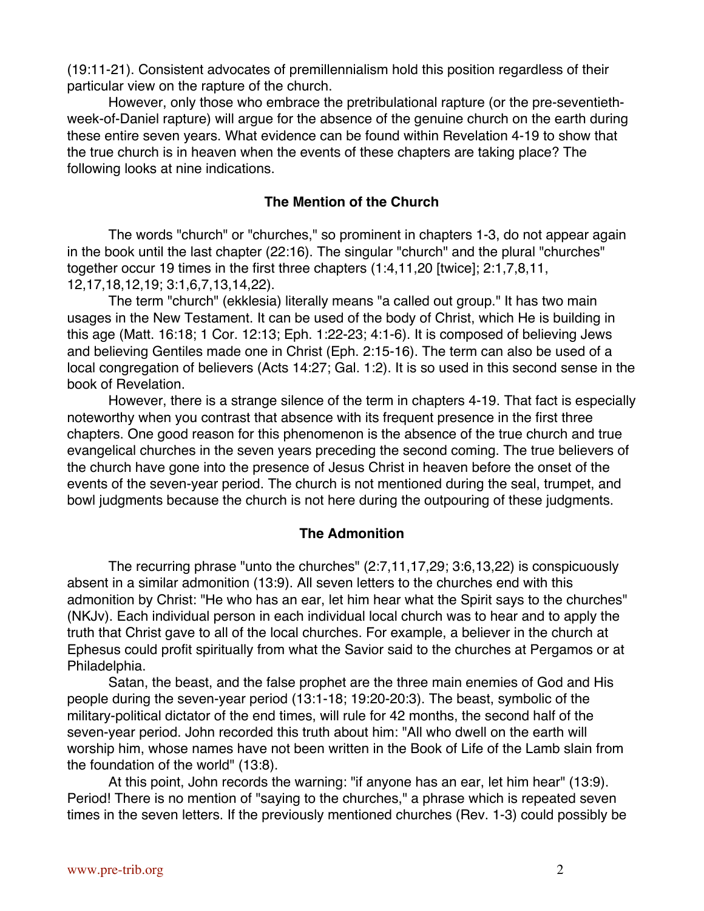(19:11-21). Consistent advocates of premillennialism hold this position regardless of their particular view on the rapture of the church.

However, only those who embrace the pretribulational rapture (or the pre-seventieth-week-of-Daniel rapture) will argue for the absence of the genuine church on the earth during these entire seven years. What evidence can be found within Revelation 4-19 to show that the true church is in heaven when the events of these chapters are taking place? The following looks at nine indications.

### The Mention of the Church

The words "church" or "churches," so prominent in chapters 1-3, do not appear again in the book until the last chapter (22:16). The singular "church" and the plural "churches" together occur 19 times in the first three chapters (1:4,11,20 [twice]; 2:1,7,8,11, 12,17,18,12,19; 3:1,6,7,13,14,22).

The term "church" (ekklesia) literally means "a called out group." It has two main usages in the New Testament. It can be used of the body of Christ, which He is building in this age (Matt. 16:18; 1 Cor. 12:13; Eph. 1:22-23; 4:1-6). It is composed of believing Jews and believing Gentiles made one in Christ (Eph. 2:15-16). The term can also be used of a local congregation of believers (Acts 14:27; Gal. 1:2). It is so used in this second sense in the book of Revelation.

However, there is a strange silence of the term in chapters 4-19. That fact is especially noteworthy when you contrast that absence with its frequent presence in the first three chapters. One good reason for this phenomenon is the absence of the true church and true evangelical churches in the seven years preceding the second coming. The true believers of the church have gone into the presence of Jesus Christ in heaven before the onset of the events of the seven-year period. The church is not mentioned during the seal, trumpet, and bowl judgments because the church is not here during the outpouring of these judgments.

### The Admonition

The recurring phrase "unto the churches" (2:7,11,17,29; 3:6,13,22) is conspicuously absent in a similar admonition (13:9). All seven letters to the churches end with this admonition by Christ: "He who has an ear, let him hear what the Spirit says to the churches" (NKJv). Each individual person in each individual local church was to hear and to apply the truth that Christ gave to all of the local churches. For example, a believer in the church at Ephesus could profit spiritually from what the Savior said to the churches at Pergamos or at Philadelphia.

Satan, the beast, and the false prophet are the three main enemies of God and His people during the seven-year period (13:1-18; 19:20-20:3). The beast, symbolic of the military-political dictator of the end times, will rule for 42 months, the second half of the seven-year period. John recorded this truth about him: "All who dwell on the earth will worship him, whose names have not been written in the Book of Life of the Lamb slain from the foundation of the world" (13:8).

At this point, John records the warning: "if anyone has an ear, let him hear" (13:9). Period! There is no mention of "saying to the churches," a phrase which is repeated seven times in the seven letters. If the previously mentioned churches (Rev. 1-3) could possibly be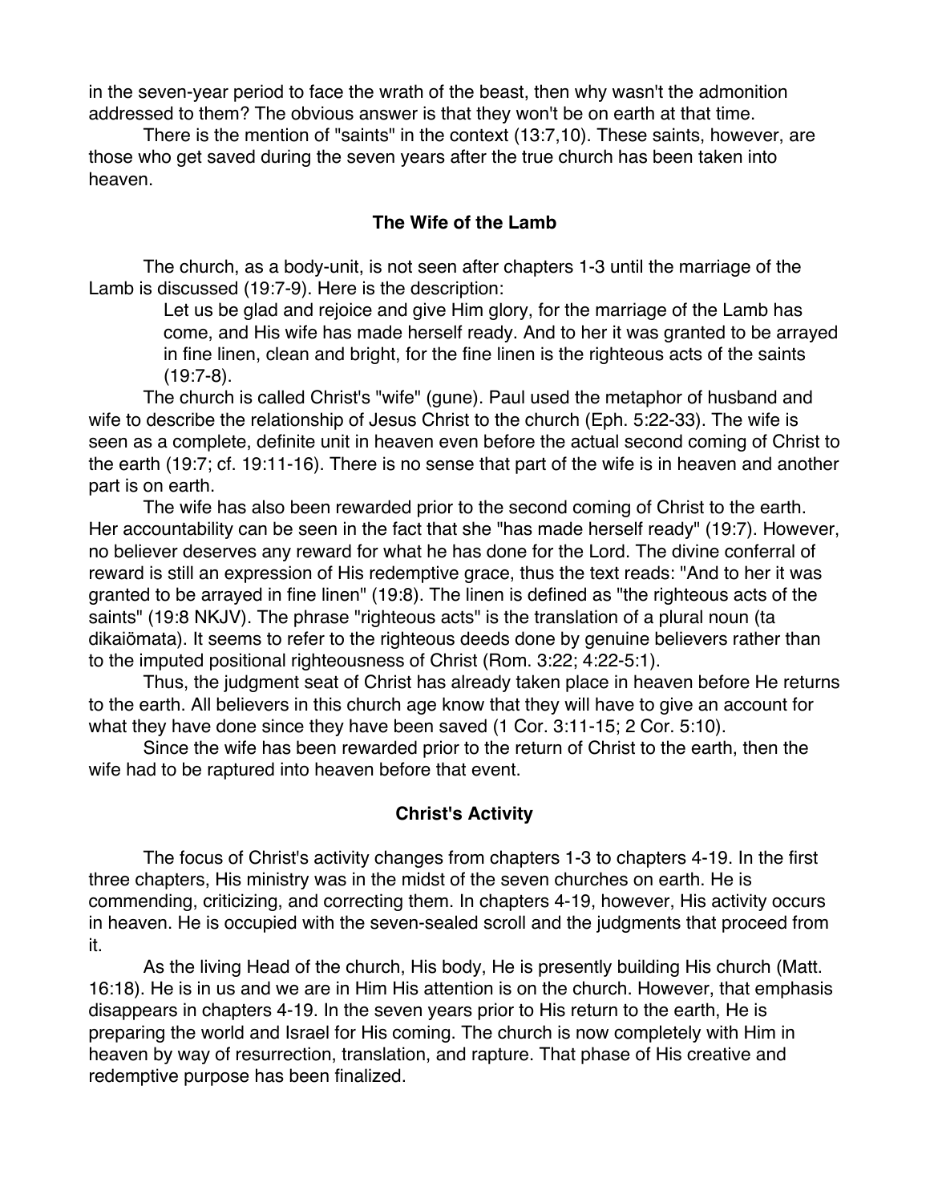in the seven-year period to face the wrath of the beast, then why wasn't the admonition addressed to them? The obvious answer is that they won't be on earth at that time.

There is the mention of "saints" in the context (13:7,10). These saints, however, are those who get saved during the seven years after the true church has been taken into heaven.

### The Wife of the Lamb

The church, as a body-unit, is not seen after chapters 1-3 until the marriage of the Lamb is discussed (19:7-9). Here is the description:

> Let us be glad and rejoice and give Him glory, for the marriage of the Lamb has come, and His wife has made herself ready. And to her it was granted to be arrayed in fine linen, clean and bright, for the fine linen is the righteous acts of the saints (19:7-8).

The church is called Christ's "wife" (gune). Paul used the metaphor of husband and wife to describe the relationship of Jesus Christ to the church (Eph. 5:22-33). The wife is seen as a complete, definite unit in heaven even before the actual second coming of Christ to the earth (19:7; cf. 19:11-16). There is no sense that part of the wife is in heaven and another part is on earth.

The wife has also been rewarded prior to the second coming of Christ to the earth. Her accountability can be seen in the fact that she "has made herself ready" (19:7). However, no believer deserves any reward for what he has done for the Lord. The divine conferral of reward is still an expression of His redemptive grace, thus the text reads: "And to her it was granted to be arrayed in fine linen" (19:8). The linen is defined as "the righteous acts of the saints" (19:8 NKJV). The phrase "righteous acts" is the translation of a plural noun (ta dikaiömata). It seems to refer to the righteous deeds done by genuine believers rather than to the imputed positional righteousness of Christ (Rom. 3:22; 4:22-5:1).

Thus, the judgment seat of Christ has already taken place in heaven before He returns to the earth. All believers in this church age know that they will have to give an account for what they have done since they have been saved (1 Cor. 3:11-15; 2 Cor. 5:10).

Since the wife has been rewarded prior to the return of Christ to the earth, then the wife had to be raptured into heaven before that event.

### Christ's Activity

The focus of Christ's activity changes from chapters 1-3 to chapters 4-19. In the first three chapters, His ministry was in the midst of the seven churches on earth. He is commending, criticizing, and correcting them. In chapters 4-19, however, His activity occurs in heaven. He is occupied with the seven-sealed scroll and the judgments that proceed from it.

As the living Head of the church, His body, He is presently building His church (Matt. 16:18). He is in us and we are in Him His attention is on the church. However, that emphasis disappears in chapters 4-19. In the seven years prior to His return to the earth, He is preparing the world and Israel for His coming. The church is now completely with Him in heaven by way of resurrection, translation, and rapture. That phase of His creative and redemptive purpose has been finalized.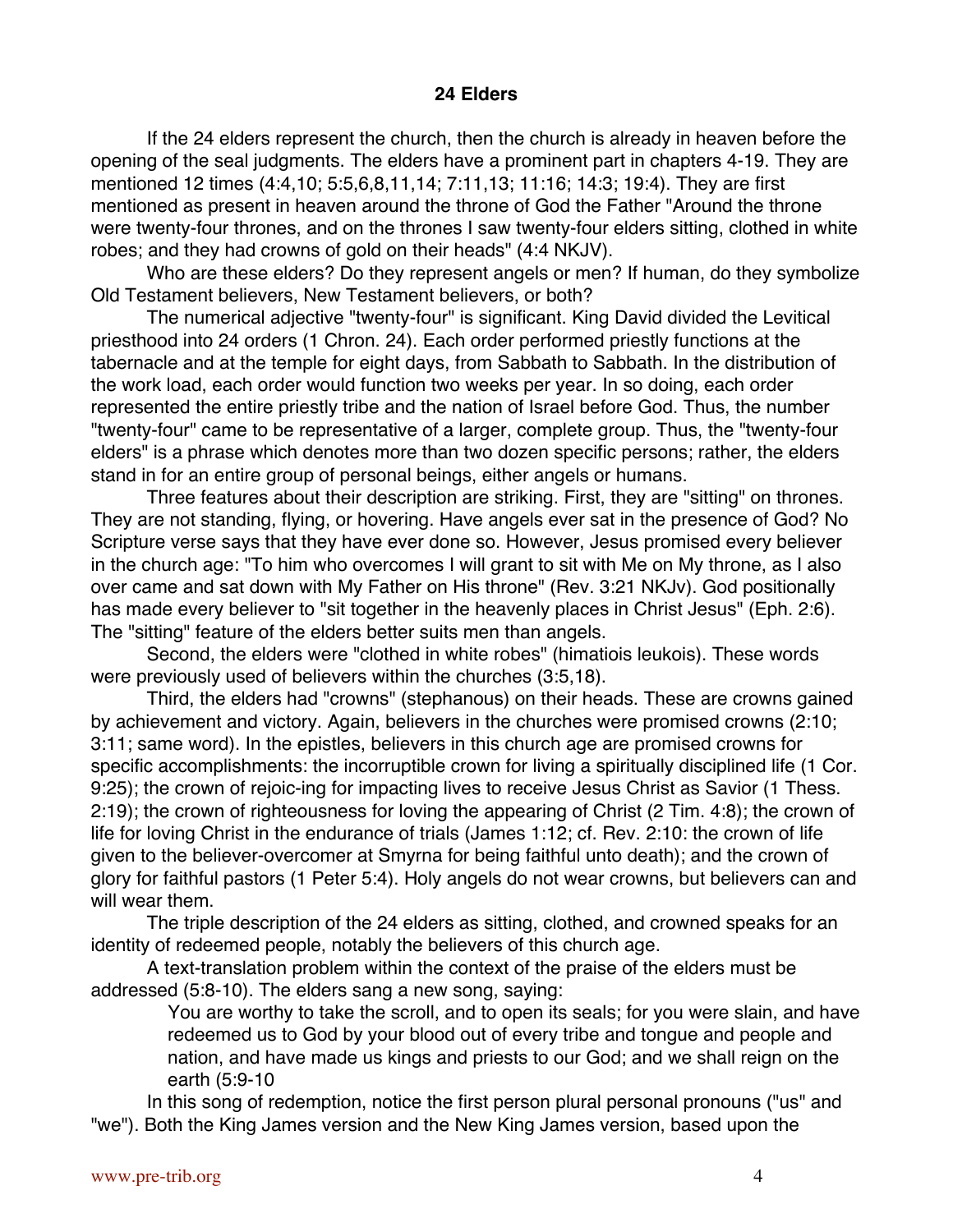**24 Elders**

If the 24 elders represent the church, then the church is already in heaven before the opening of the seal judgments. The elders have a prominent part in chapters 4-19. They are mentioned 12 times (4:4,10; 5:5,6,8,11,14; 7:11,13; 11:16; 14:3; 19:4). They are first mentioned as present in heaven around the throne of God the Father "Around the throne were twenty-four thrones, and on the thrones I saw twenty-four elders sitting, clothed in white robes; and they had crowns of gold on their heads" (4:4 NKJV).

Who are these elders? Do they represent angels or men? If human, do they symbolize Old Testament believers, New Testament believers, or both?

The numerical adjective "twenty-four" is significant. King David divided the Levitical priesthood into 24 orders (1 Chron. 24). Each order performed priestly functions at the tabernacle and at the temple for eight days, from Sabbath to Sabbath. In the distribution of the work load, each order would function two weeks per year. In so doing, each order represented the entire priestly tribe and the nation of Israel before God. Thus, the number "twenty-four" came to be representative of a larger, complete group. Thus, the "twenty-four elders" is a phrase which denotes more than two dozen specific persons; rather, the elders stand in for an entire group of personal beings, either angels or humans.

Three features about their description are striking. First, they are "sitting" on thrones. They are not standing, flying, or hovering. Have angels ever sat in the presence of God? No Scripture verse says that they have ever done so. However, Jesus promised every believer in the church age: "To him who overcomes I will grant to sit with Me on My throne, as I also over came and sat down with My Father on His throne" (Rev. 3:21 NKJv). God positionally has made every believer to "sit together in the heavenly places in Christ Jesus" (Eph. 2:6). The "sitting" feature of the elders better suits men than angels.

Second, the elders were "clothed in white robes" (himatiois leukois). These words were previously used of believers within the churches (3:5,18).

Third, the elders had "crowns" (stephanous) on their heads. These are crowns gained by achievement and victory. Again, believers in the churches were promised crowns (2:10; 3:11; same word). In the epistles, believers in this church age are promised crowns for specific accomplishments: the incorruptible crown for living a spiritually disciplined life (1 Cor. 9:25); the crown of rejoic-ing for impacting lives to receive Jesus Christ as Savior (1 Thess. 2:19); the crown of righteousness for loving the appearing of Christ (2 Tim. 4:8); the crown of life for loving Christ in the endurance of trials (James 1:12; cf. Rev. 2:10: the crown of life given to the believer-overcomer at Smyrna for being faithful unto death); and the crown of glory for faithful pastors (1 Peter 5:4). Holy angels do not wear crowns, but believers can and will wear them.

The triple description of the 24 elders as sitting, clothed, and crowned speaks for an identity of redeemed people, notably the believers of this church age.

A text-translation problem within the context of the praise of the elders must be addressed (5:8-10). The elders sang a new song, saying:

> You are worthy to take the scroll, and to open its seals; for you were slain, and have redeemed us to God by your blood out of every tribe and tongue and people and nation, and have made us kings and priests to our God; and we shall reign on the earth (5:9-10

In this song of redemption, notice the first person plural personal pronouns ("us" and "we"). Both the King James version and the New King James version, based upon the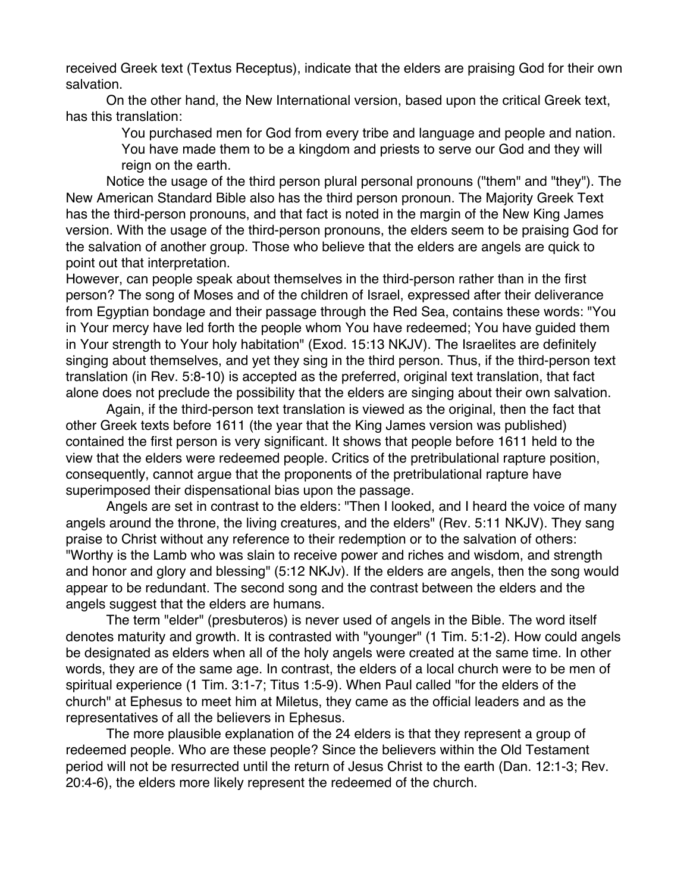received Greek text (Textus Receptus), indicate that the elders are praising God for their own salvation.

On the other hand, the New International version, based upon the critical Greek text, has this translation:

> You purchased men for God from every tribe and language and people and nation. You have made them to be a kingdom and priests to serve our God and they will reign on the earth.

Notice the usage of the third person plural personal pronouns ("them" and "they"). The New American Standard Bible also has the third person pronoun. The Majority Greek Text has the third-person pronouns, and that fact is noted in the margin of the New King James version. With the usage of the third-person pronouns, the elders seem to be praising God for the salvation of another group. Those who believe that the elders are angels are quick to point out that interpretation.

However, can people speak about themselves in the third-person rather than in the first person? The song of Moses and of the children of Israel, expressed after their deliverance from Egyptian bondage and their passage through the Red Sea, contains these words: "You in Your mercy have led forth the people whom You have redeemed; You have guided them in Your strength to Your holy habitation" (Exod. 15:13 NKJV). The Israelites are definitely singing about themselves, and yet they sing in the third person. Thus, if the third-person text translation (in Rev. 5:8-10) is accepted as the preferred, original text translation, that fact alone does not preclude the possibility that the elders are singing about their own salvation.

Again, if the third-person text translation is viewed as the original, then the fact that other Greek texts before 1611 (the year that the King James version was published) contained the first person is very significant. It shows that people before 1611 held to the view that the elders were redeemed people. Critics of the pretribulational rapture position, consequently, cannot argue that the proponents of the pretribulational rapture have superimposed their dispensational bias upon the passage.

Angels are set in contrast to the elders: "Then I looked, and I heard the voice of many angels around the throne, the living creatures, and the elders" (Rev. 5:11 NKJV). They sang praise to Christ without any reference to their redemption or to the salvation of others: "Worthy is the Lamb who was slain to receive power and riches and wisdom, and strength and honor and glory and blessing" (5:12 NKJv). If the elders are angels, then the song would appear to be redundant. The second song and the contrast between the elders and the angels suggest that the elders are humans.

The term "elder" (presbuteros) is never used of angels in the Bible. The word itself denotes maturity and growth. It is contrasted with "younger" (1 Tim. 5:1-2). How could angels be designated as elders when all of the holy angels were created at the same time. In other words, they are of the same age. In contrast, the elders of a local church were to be men of spiritual experience (1 Tim. 3:1-7; Titus 1:5-9). When Paul called "for the elders of the church" at Ephesus to meet him at Miletus, they came as the official leaders and as the representatives of all the believers in Ephesus.

The more plausible explanation of the 24 elders is that they represent a group of redeemed people. Who are these people? Since the believers within the Old Testament period will not be resurrected until the return of Jesus Christ to the earth (Dan. 12:1-3; Rev. 20:4-6), the elders more likely represent the redeemed of the church.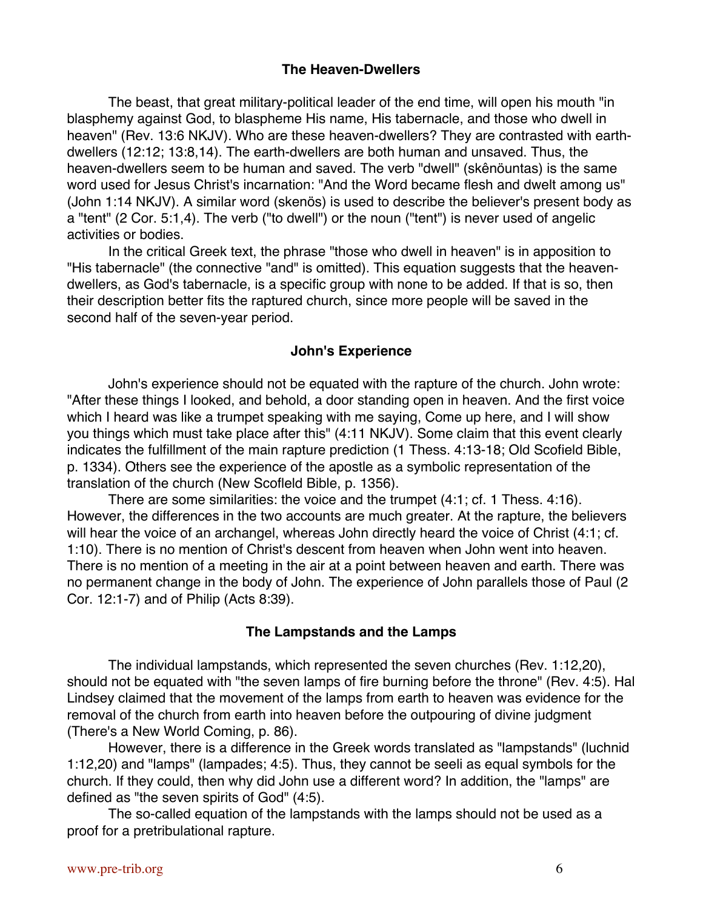### The Heaven-Dwellers

The beast, that great military-political leader of the end time, will open his mouth "in blasphemy against God, to blaspheme His name, His tabernacle, and those who dwell in heaven" (Rev. 13:6 NKJV). Who are these heaven-dwellers? They are contrasted with earth-dwellers (12:12; 13:8,14). The earth-dwellers are both human and unsaved. Thus, the heaven-dwellers seem to be human and saved. The verb "dwell" (skênöuntas) is the same word used for Jesus Christ's incarnation: "And the Word became flesh and dwelt among us" (John 1:14 NKJV). A similar word (skenös) is used to describe the believer's present body as a "tent" (2 Cor. 5:1,4). The verb ("to dwell") or the noun ("tent") is never used of angelic activities or bodies.

In the critical Greek text, the phrase "those who dwell in heaven" is in apposition to "His tabernacle" (the connective "and" is omitted). This equation suggests that the heaven-dwellers, as God's tabernacle, is a specific group with none to be added. If that is so, then their description better fits the raptured church, since more people will be saved in the second half of the seven-year period.

### John's Experience

John's experience should not be equated with the rapture of the church. John wrote: "After these things I looked, and behold, a door standing open in heaven. And the first voice which I heard was like a trumpet speaking with me saying, Come up here, and I will show you things which must take place after this" (4:11 NKJV). Some claim that this event clearly indicates the fulfillment of the main rapture prediction (1 Thess. 4:13-18; Old Scofield Bible, p. 1334). Others see the experience of the apostle as a symbolic representation of the translation of the church (New Scofleld Bible, p. 1356).

There are some similarities: the voice and the trumpet (4:1; cf. 1 Thess. 4:16). However, the differences in the two accounts are much greater. At the rapture, the believers will hear the voice of an archangel, whereas John directly heard the voice of Christ (4:1; cf. 1:10). There is no mention of Christ's descent from heaven when John went into heaven. There is no mention of a meeting in the air at a point between heaven and earth. There was no permanent change in the body of John. The experience of John parallels those of Paul (2 Cor. 12:1-7) and of Philip (Acts 8:39).

### The Lampstands and the Lamps

The individual lampstands, which represented the seven churches (Rev. 1:12,20), should not be equated with "the seven lamps of fire burning before the throne" (Rev. 4:5). Hal Lindsey claimed that the movement of the lamps from earth to heaven was evidence for the removal of the church from earth into heaven before the outpouring of divine judgment (There's a New World Coming, p. 86).

However, there is a difference in the Greek words translated as "lampstands" (luchnid 1:12,20) and "lamps" (lampades; 4:5). Thus, they cannot be seeli as equal symbols for the church. If they could, then why did John use a different word? In addition, the "lamps" are defined as "the seven spirits of God" (4:5).

The so-called equation of the lampstands with the lamps should not be used as a proof for a pretribulational rapture.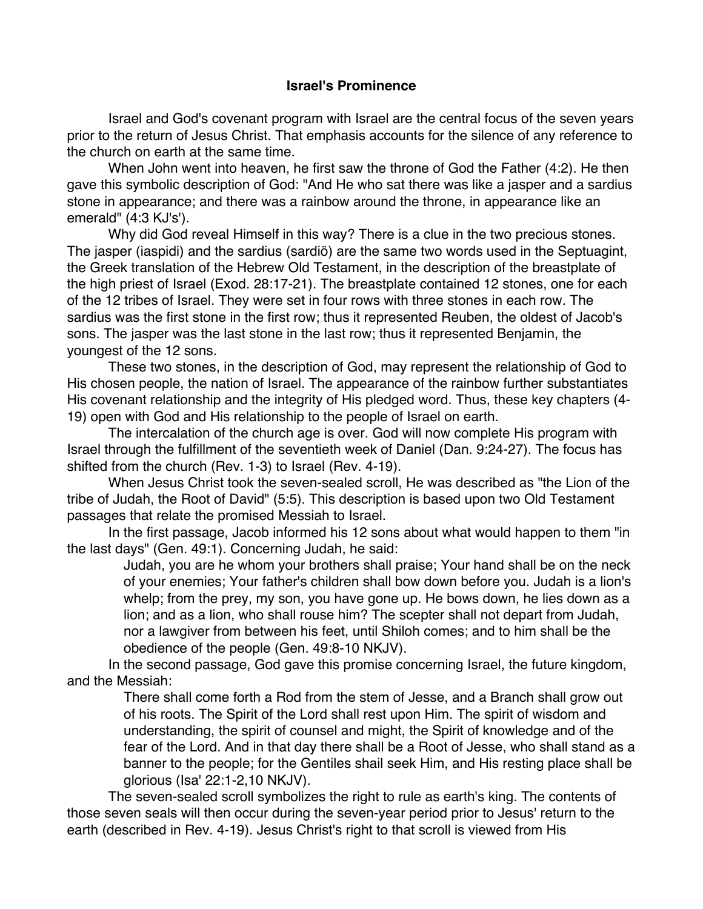**Israel's Prominence**

Israel and God's covenant program with Israel are the central focus of the seven years prior to the return of Jesus Christ. That emphasis accounts for the silence of any reference to the church on earth at the same time.

When John went into heaven, he first saw the throne of God the Father (4:2). He then gave this symbolic description of God: "And He who sat there was like a jasper and a sardius stone in appearance; and there was a rainbow around the throne, in appearance like an emerald" (4:3 KJ's').

Why did God reveal Himself in this way? There is a clue in the two precious stones. The jasper (iaspidi) and the sardius (sardiö) are the same two words used in the Septuagint, the Greek translation of the Hebrew Old Testament, in the description of the breastplate of the high priest of Israel (Exod. 28:17-21). The breastplate contained 12 stones, one for each of the 12 tribes of Israel. They were set in four rows with three stones in each row. The sardius was the first stone in the first row; thus it represented Reuben, the oldest of Jacob's sons. The jasper was the last stone in the last row; thus it represented Benjamin, the youngest of the 12 sons.

These two stones, in the description of God, may represent the relationship of God to His chosen people, the nation of Israel. The appearance of the rainbow further substantiates His covenant relationship and the integrity of His pledged word. Thus, these key chapters (4-19) open with God and His relationship to the people of Israel on earth.

The intercalation of the church age is over. God will now complete His program with Israel through the fulfillment of the seventieth week of Daniel (Dan. 9:24-27). The focus has shifted from the church (Rev. 1-3) to Israel (Rev. 4-19).

When Jesus Christ took the seven-sealed scroll, He was described as "the Lion of the tribe of Judah, the Root of David" (5:5). This description is based upon two Old Testament passages that relate the promised Messiah to Israel.

In the first passage, Jacob informed his 12 sons about what would happen to them "in the last days" (Gen. 49:1). Concerning Judah, he said:

> Judah, you are he whom your brothers shall praise; Your hand shall be on the neck of your enemies; Your father's children shall bow down before you. Judah is a lion's whelp; from the prey, my son, you have gone up. He bows down, he lies down as a lion; and as a lion, who shall rouse him? The scepter shall not depart from Judah, nor a lawgiver from between his feet, until Shiloh comes; and to him shall be the obedience of the people (Gen. 49:8-10 NKJV).

In the second passage, God gave this promise concerning Israel, the future kingdom, and the Messiah:

> There shall come forth a Rod from the stem of Jesse, and a Branch shall grow out of his roots. The Spirit of the Lord shall rest upon Him. The spirit of wisdom and understanding, the spirit of counsel and might, the Spirit of knowledge and of the fear of the Lord. And in that day there shall be a Root of Jesse, who shall stand as a banner to the people; for the Gentiles shail seek Him, and His resting place shall be glorious (Isa' 22:1-2,10 NKJV).

The seven-sealed scroll symbolizes the right to rule as earth's king. The contents of those seven seals will then occur during the seven-year period prior to Jesus' return to the earth (described in Rev. 4-19). Jesus Christ's right to that scroll is viewed from His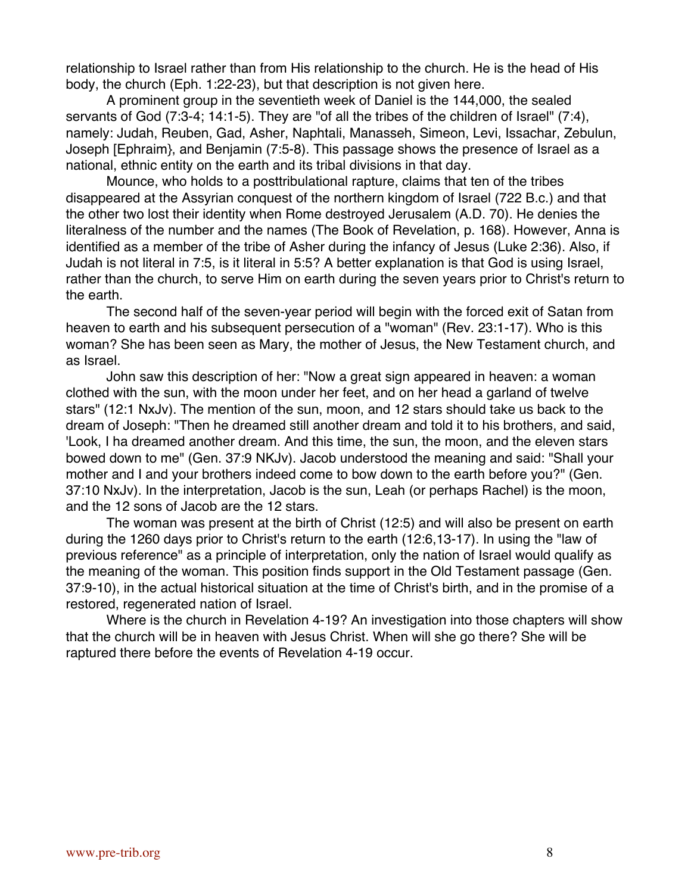relationship to Israel rather than from His relationship to the church. He is the head of His body, the church (Eph. 1:22-23), but that description is not given here.

A prominent group in the seventieth week of Daniel is the 144,000, the sealed servants of God (7:3-4; 14:1-5). They are "of all the tribes of the children of Israel" (7:4), namely: Judah, Reuben, Gad, Asher, Naphtali, Manasseh, Simeon, Levi, Issachar, Zebulun, Joseph [Ephraim}, and Benjamin (7:5-8). This passage shows the presence of Israel as a national, ethnic entity on the earth and its tribal divisions in that day.

Mounce, who holds to a posttribulational rapture, claims that ten of the tribes disappeared at the Assyrian conquest of the northern kingdom of Israel (722 B.c.) and that the other two lost their identity when Rome destroyed Jerusalem (A.D. 70). He denies the literalness of the number and the names (The Book of Revelation, p. 168). However, Anna is identified as a member of the tribe of Asher during the infancy of Jesus (Luke 2:36). Also, if Judah is not literal in 7:5, is it literal in 5:5? A better explanation is that God is using Israel, rather than the church, to serve Him on earth during the seven years prior to Christ's return to the earth.

The second half of the seven-year period will begin with the forced exit of Satan from heaven to earth and his subsequent persecution of a "woman" (Rev. 23:1-17). Who is this woman? She has been seen as Mary, the mother of Jesus, the New Testament church, and as Israel.

John saw this description of her: "Now a great sign appeared in heaven: a woman clothed with the sun, with the moon under her feet, and on her head a garland of twelve stars" (12:1 NxJv). The mention of the sun, moon, and 12 stars should take us back to the dream of Joseph: "Then he dreamed still another dream and told it to his brothers, and said, 'Look, I ha dreamed another dream. And this time, the sun, the moon, and the eleven stars bowed down to me" (Gen. 37:9 NKJv). Jacob understood the meaning and said: "Shall your mother and I and your brothers indeed come to bow down to the earth before you?" (Gen. 37:10 NxJv). In the interpretation, Jacob is the sun, Leah (or perhaps Rachel) is the moon, and the 12 sons of Jacob are the 12 stars.

The woman was present at the birth of Christ (12:5) and will also be present on earth during the 1260 days prior to Christ's return to the earth (12:6,13-17). In using the "law of previous reference" as a principle of interpretation, only the nation of Israel would qualify as the meaning of the woman. This position finds support in the Old Testament passage (Gen. 37:9-10), in the actual historical situation at the time of Christ's birth, and in the promise of a restored, regenerated nation of Israel.

Where is the church in Revelation 4-19? An investigation into those chapters will show that the church will be in heaven with Jesus Christ. When will she go there? She will be raptured there before the events of Revelation 4-19 occur.